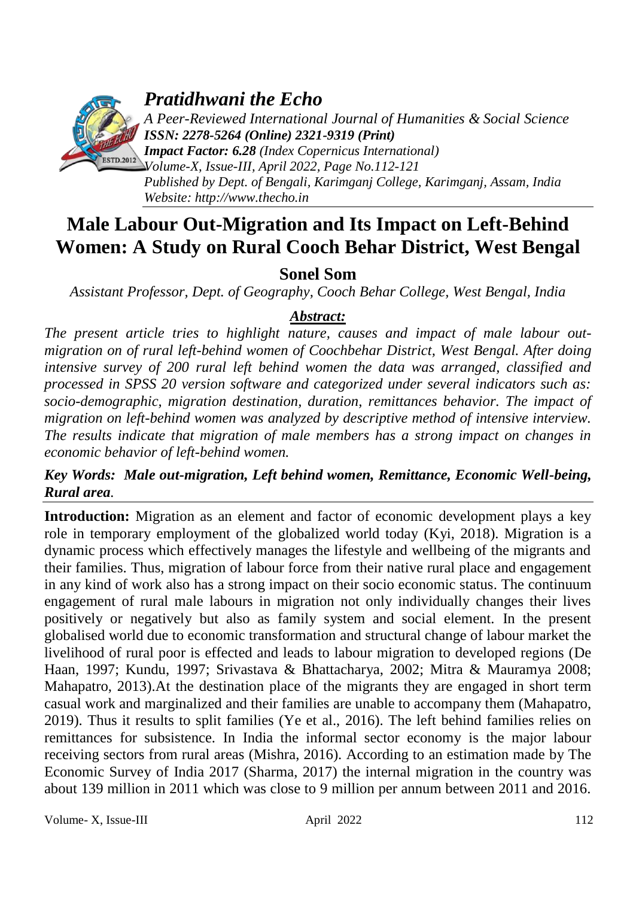# Male Labour Out-Migration and Its Impact on Left-Behind Women: A Study on Rural Cooch Behar District, West Bengal

**Sonel Som**

*Assistant Professor, Dept. of Geography, Cooch Behar College, West Bengal, India*

### *Abstract:*

*The present article tries to highlight nature, causes and impact of male labour out-migration on of rural left-behind women of Coochbehar District, West Bengal. After doing intensive survey of 200 rural left behind women the data was arranged, classified and processed in SPSS 20 version software and categorized under several indicators such as: socio-demographic, migration destination, duration, remittances behavior. The impact of migration on left-behind women was analyzed by descriptive method of intensive interview. The results indicate that migration of male members has a strong impact on changes in economic behavior of left-behind women.*

***Key Words:** Male out-migration, Left behind women, Remittance, Economic Well-being, Rural area.*

**Introduction:** Migration as an element and factor of economic development plays a key role in temporary employment of the globalized world today (Kyi, 2018). Migration is a dynamic process which effectively manages the lifestyle and wellbeing of the migrants and their families. Thus, migration of labour force from their native rural place and engagement in any kind of work also has a strong impact on their socio economic status. The continuum engagement of rural male labours in migration not only individually changes their lives positively or negatively but also as family system and social element. In the present globalised world due to economic transformation and structural change of labour market the livelihood of rural poor is effected and leads to labour migration to developed regions (De Haan, 1997; Kundu, 1997; Srivastava & Bhattacharya, 2002; Mitra & Mauramya 2008; Mahapatro, 2013).At the destination place of the migrants they are engaged in short term casual work and marginalized and their families are unable to accompany them (Mahapatro, 2019). Thus it results to split families (Ye et al., 2016). The left behind families relies on remittances for subsistence. In India the informal sector economy is the major labour receiving sectors from rural areas (Mishra, 2016). According to an estimation made by The Economic Survey of India 2017 (Sharma, 2017) the internal migration in the country was about 139 million in 2011 which was close to 9 million per annum between 2011 and 2016.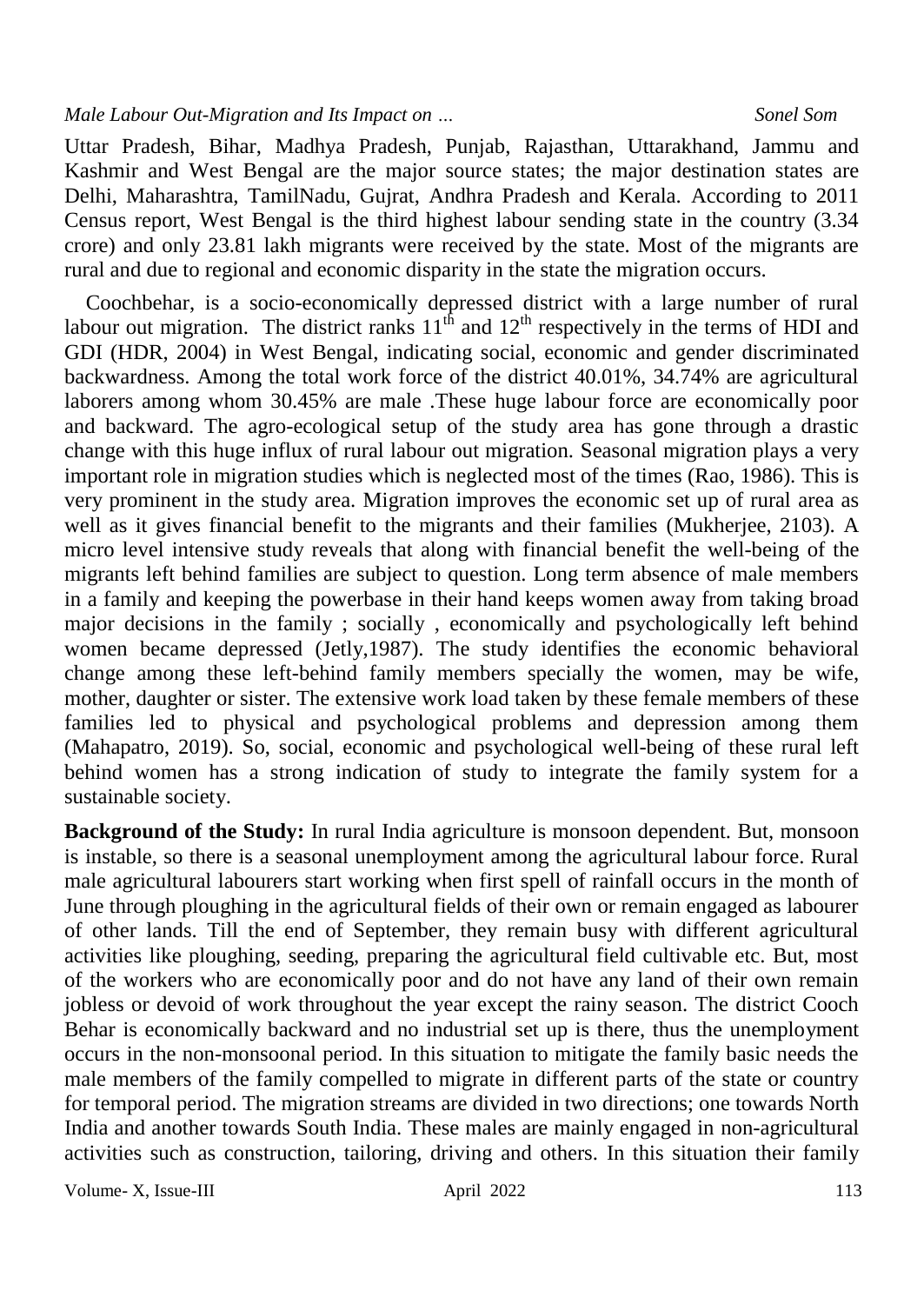Uttar Pradesh, Bihar, Madhya Pradesh, Punjab, Rajasthan, Uttarakhand, Jammu and Kashmir and West Bengal are the major source states; the major destination states are Delhi, Maharashtra, TamilNadu, Gujrat, Andhra Pradesh and Kerala. According to 2011 Census report, West Bengal is the third highest labour sending state in the country (3.34 crore) and only 23.81 lakh migrants were received by the state. Most of the migrants are rural and due to regional and economic disparity in the state the migration occurs.

Coochbehar, is a socio-economically depressed district with a large number of rural labour out migration. The district ranks 11$^{th}$ and 12$^{th}$ respectively in the terms of HDI and GDI (HDR, 2004) in West Bengal, indicating social, economic and gender discriminated backwardness. Among the total work force of the district 40.01%, 34.74% are agricultural laborers among whom 30.45% are male .These huge labour force are economically poor and backward. The agro-ecological setup of the study area has gone through a drastic change with this huge influx of rural labour out migration. Seasonal migration plays a very important role in migration studies which is neglected most of the times (Rao, 1986). This is very prominent in the study area. Migration improves the economic set up of rural area as well as it gives financial benefit to the migrants and their families (Mukherjee, 2103). A micro level intensive study reveals that along with financial benefit the well-being of the migrants left behind families are subject to question. Long term absence of male members in a family and keeping the powerbase in their hand keeps women away from taking broad major decisions in the family ; socially , economically and psychologically left behind women became depressed (Jetly,1987). The study identifies the economic behavioral change among these left-behind family members specially the women, may be wife, mother, daughter or sister. The extensive work load taken by these female members of these families led to physical and psychological problems and depression among them (Mahapatro, 2019). So, social, economic and psychological well-being of these rural left behind women has a strong indication of study to integrate the family system for a sustainable society.

**Background of the Study:** In rural India agriculture is monsoon dependent. But, monsoon is instable, so there is a seasonal unemployment among the agricultural labour force. Rural male agricultural labourers start working when first spell of rainfall occurs in the month of June through ploughing in the agricultural fields of their own or remain engaged as labourer of other lands. Till the end of September, they remain busy with different agricultural activities like ploughing, seeding, preparing the agricultural field cultivable etc. But, most of the workers who are economically poor and do not have any land of their own remain jobless or devoid of work throughout the year except the rainy season. The district Cooch Behar is economically backward and no industrial set up is there, thus the unemployment occurs in the non-monsoonal period. In this situation to mitigate the family basic needs the male members of the family compelled to migrate in different parts of the state or country for temporal period. The migration streams are divided in two directions; one towards North India and another towards South India. These males are mainly engaged in non-agricultural activities such as construction, tailoring, driving and others. In this situation their family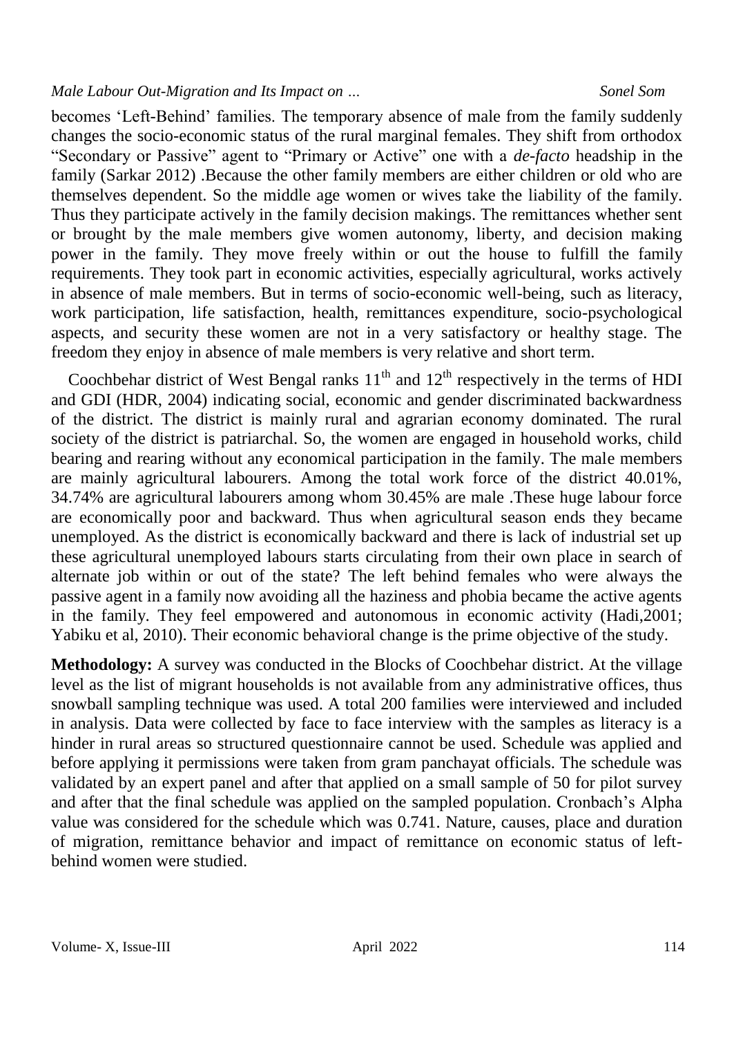becomes 'Left-Behind' families. The temporary absence of male from the family suddenly changes the socio-economic status of the rural marginal females. They shift from orthodox "Secondary or Passive" agent to "Primary or Active" one with a *de-facto* headship in the family (Sarkar 2012) .Because the other family members are either children or old who are themselves dependent. So the middle age women or wives take the liability of the family. Thus they participate actively in the family decision makings. The remittances whether sent or brought by the male members give women autonomy, liberty, and decision making power in the family. They move freely within or out the house to fulfill the family requirements. They took part in economic activities, especially agricultural, works actively in absence of male members. But in terms of socio-economic well-being, such as literacy, work participation, life satisfaction, health, remittances expenditure, socio-psychological aspects, and security these women are not in a very satisfactory or healthy stage. The freedom they enjoy in absence of male members is very relative and short term.

Coochbehar district of West Bengal ranks 11$^{th}$ and 12$^{th}$ respectively in the terms of HDI and GDI (HDR, 2004) indicating social, economic and gender discriminated backwardness of the district. The district is mainly rural and agrarian economy dominated. The rural society of the district is patriarchal. So, the women are engaged in household works, child bearing and rearing without any economical participation in the family. The male members are mainly agricultural labourers. Among the total work force of the district 40.01%, 34.74% are agricultural labourers among whom 30.45% are male .These huge labour force are economically poor and backward. Thus when agricultural season ends they became unemployed. As the district is economically backward and there is lack of industrial set up these agricultural unemployed labours starts circulating from their own place in search of alternate job within or out of the state? The left behind females who were always the passive agent in a family now avoiding all the haziness and phobia became the active agents in the family. They feel empowered and autonomous in economic activity (Hadi,2001; Yabiku et al, 2010). Their economic behavioral change is the prime objective of the study.

**Methodology:** A survey was conducted in the Blocks of Coochbehar district. At the village level as the list of migrant households is not available from any administrative offices, thus snowball sampling technique was used. A total 200 families were interviewed and included in analysis. Data were collected by face to face interview with the samples as literacy is a hinder in rural areas so structured questionnaire cannot be used. Schedule was applied and before applying it permissions were taken from gram panchayat officials. The schedule was validated by an expert panel and after that applied on a small sample of 50 for pilot survey and after that the final schedule was applied on the sampled population. Cronbach's Alpha value was considered for the schedule which was 0.741. Nature, causes, place and duration of migration, remittance behavior and impact of remittance on economic status of left-behind women were studied.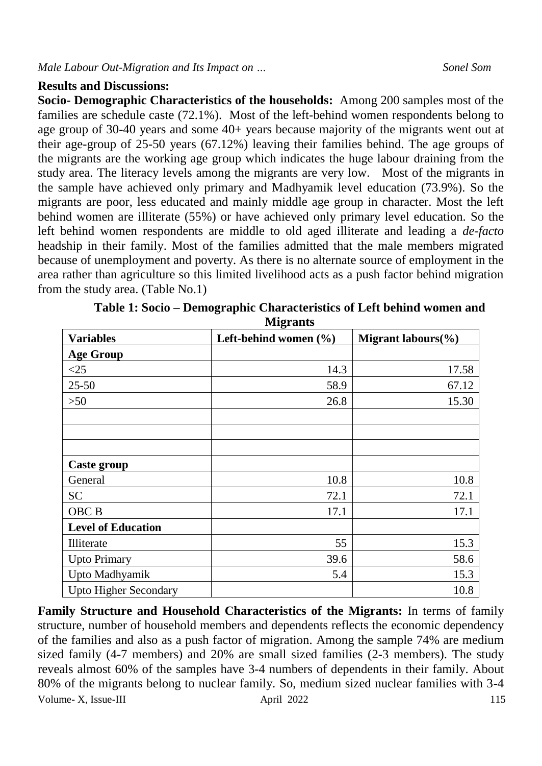**Results and Discussions:**

**Socio- Demographic Characteristics of the households:** Among 200 samples most of the families are schedule caste (72.1%). Most of the left-behind women respondents belong to age group of 30-40 years and some 40+ years because majority of the migrants went out at their age-group of 25-50 years (67.12%) leaving their families behind. The age groups of the migrants are the working age group which indicates the huge labour draining from the study area. The literacy levels among the migrants are very low. Most of the migrants in the sample have achieved only primary and Madhyamik level education (73.9%). So the migrants are poor, less educated and mainly middle age group in character. Most the left behind women are illiterate (55%) or have achieved only primary level education. So the left behind women respondents are middle to old aged illiterate and leading a *de-facto* headship in their family. Most of the families admitted that the male members migrated because of unemployment and poverty. As there is no alternate source of employment in the area rather than agriculture so this limited livelihood acts as a push factor behind migration from the study area. (Table No.1)

**Table 1: Socio – Demographic Characteristics of Left behind women and Migrants**

| Variables | Left-behind women (%) | Migrant labours(%) |
|---|---|---|
| **Age Group** | | |
| <25 | 14.3 | 17.58 |
| 25-50 | 58.9 | 67.12 |
| >50 | 26.8 | 15.30 |
| | | |
| | | |
| | | |
| **Caste group** | | |
| General | 10.8 | 10.8 |
| SC | 72.1 | 72.1 |
| OBC B | 17.1 | 17.1 |
| **Level of Education** | | |
| Illiterate | 55 | 15.3 |
| Upto Primary | 39.6 | 58.6 |
| Upto Madhyamik | 5.4 | 15.3 |
| Upto Higher Secondary | | 10.8 |

**Family Structure and Household Characteristics of the Migrants:** In terms of family structure, number of household members and dependents reflects the economic dependency of the families and also as a push factor of migration. Among the sample 74% are medium sized family (4-7 members) and 20% are small sized families (2-3 members). The study reveals almost 60% of the samples have 3-4 numbers of dependents in their family. About 80% of the migrants belong to nuclear family. So, medium sized nuclear families with 3-4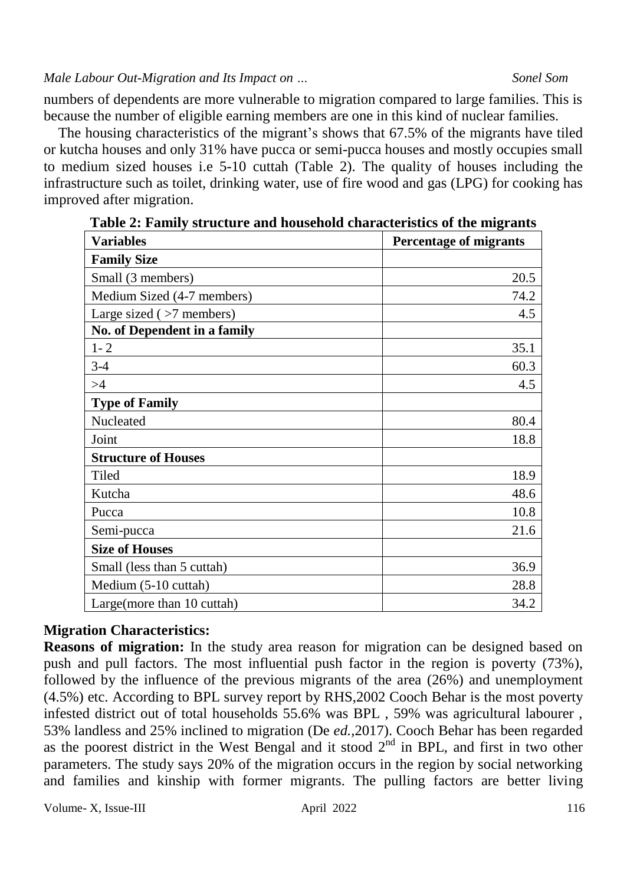numbers of dependents are more vulnerable to migration compared to large families. This is because the number of eligible earning members are one in this kind of nuclear families.

The housing characteristics of the migrant's shows that 67.5% of the migrants have tiled or kutcha houses and only 31% have pucca or semi-pucca houses and mostly occupies small to medium sized houses i.e 5-10 cuttah (Table 2). The quality of houses including the infrastructure such as toilet, drinking water, use of fire wood and gas (LPG) for cooking has improved after migration.

**Table 2: Family structure and household characteristics of the migrants**

| Variables | Percentage of migrants |
|---|---|
| **Family Size** | |
| Small (3 members) | 20.5 |
| Medium Sized (4-7 members) | 74.2 |
| Large sized ( >7 members) | 4.5 |
| **No. of Dependent in a family** | |
| 1- 2 | 35.1 |
| 3-4 | 60.3 |
| >4 | 4.5 |
| **Type of Family** | |
| Nucleated | 80.4 |
| Joint | 18.8 |
| **Structure of Houses** | |
| Tiled | 18.9 |
| Kutcha | 48.6 |
| Pucca | 10.8 |
| Semi-pucca | 21.6 |
| **Size of Houses** | |
| Small (less than 5 cuttah) | 36.9 |
| Medium (5-10 cuttah) | 28.8 |
| Large(more than 10 cuttah) | 34.2 |

**Migration Characteristics:**

**Reasons of migration:** In the study area reason for migration can be designed based on push and pull factors. The most influential push factor in the region is poverty (73%), followed by the influence of the previous migrants of the area (26%) and unemployment (4.5%) etc. According to BPL survey report by RHS,2002 Cooch Behar is the most poverty infested district out of total households 55.6% was BPL , 59% was agricultural labourer , 53% landless and 25% inclined to migration (De *ed.*,2017). Cooch Behar has been regarded as the poorest district in the West Bengal and it stood 2nd in BPL, and first in two other parameters. The study says 20% of the migration occurs in the region by social networking and families and kinship with former migrants. The pulling factors are better living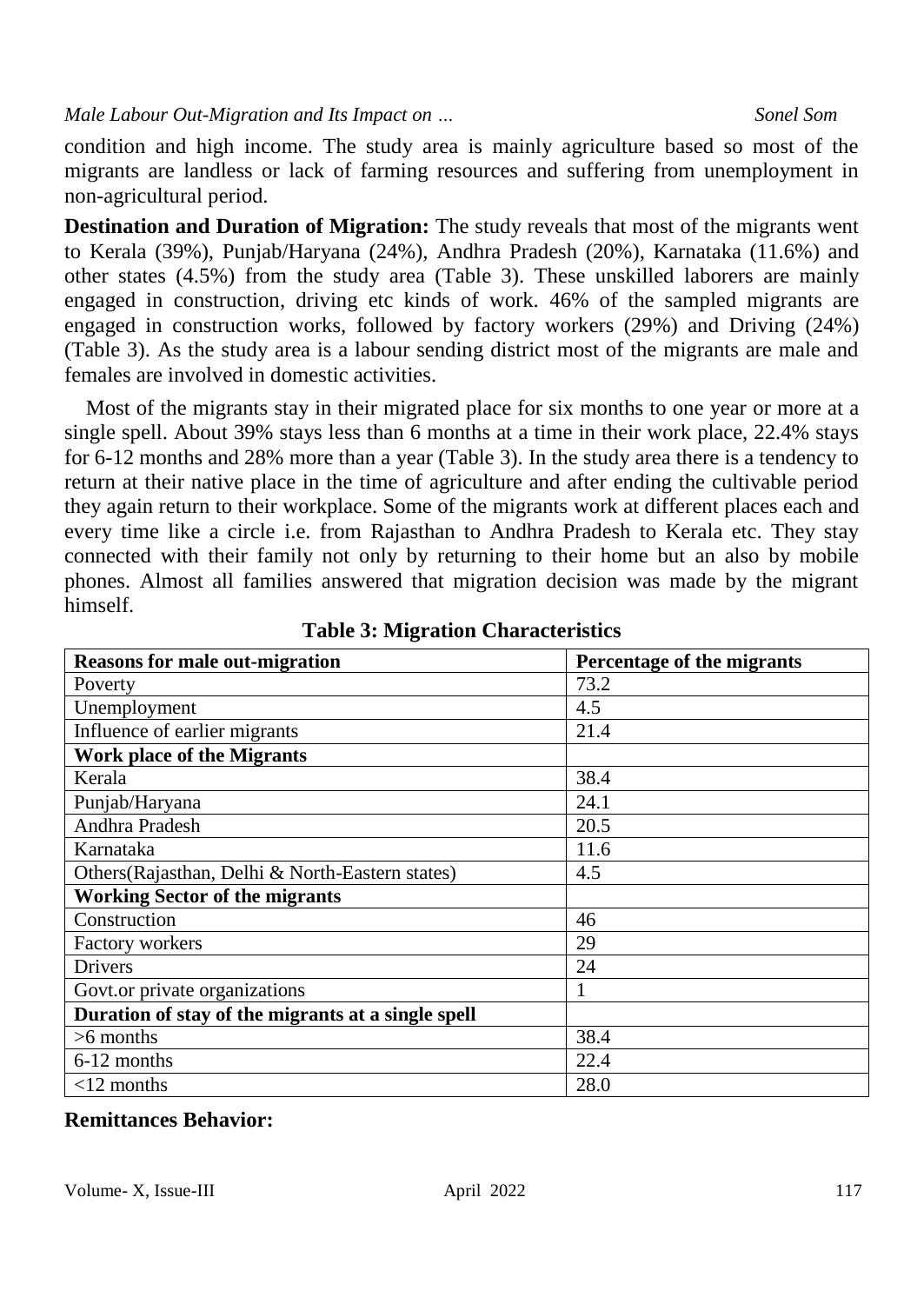condition and high income. The study area is mainly agriculture based so most of the migrants are landless or lack of farming resources and suffering from unemployment in non-agricultural period.

**Destination and Duration of Migration:** The study reveals that most of the migrants went to Kerala (39%), Punjab/Haryana (24%), Andhra Pradesh (20%), Karnataka (11.6%) and other states (4.5%) from the study area (Table 3). These unskilled laborers are mainly engaged in construction, driving etc kinds of work. 46% of the sampled migrants are engaged in construction works, followed by factory workers (29%) and Driving (24%) (Table 3). As the study area is a labour sending district most of the migrants are male and females are involved in domestic activities.

Most of the migrants stay in their migrated place for six months to one year or more at a single spell. About 39% stays less than 6 months at a time in their work place, 22.4% stays for 6-12 months and 28% more than a year (Table 3). In the study area there is a tendency to return at their native place in the time of agriculture and after ending the cultivable period they again return to their workplace. Some of the migrants work at different places each and every time like a circle i.e. from Rajasthan to Andhra Pradesh to Kerala etc. They stay connected with their family not only by returning to their home but an also by mobile phones. Almost all families answered that migration decision was made by the migrant himself.

**Table 3: Migration Characteristics**

| **Reasons for male out-migration** | **Percentage of the migrants** |
|---|---|
| Poverty | 73.2 |
| Unemployment | 4.5 |
| Influence of earlier migrants | 21.4 |
| **Work place of the Migrants** | |
| Kerala | 38.4 |
| Punjab/Haryana | 24.1 |
| Andhra Pradesh | 20.5 |
| Karnataka | 11.6 |
| Others(Rajasthan, Delhi & North-Eastern states) | 4.5 |
| **Working Sector of the migrants** | |
| Construction | 46 |
| Factory workers | 29 |
| Drivers | 24 |
| Govt.or private organizations | 1 |
| **Duration of stay of the migrants at a single spell** | |
| >6 months | 38.4 |
| 6-12 months | 22.4 |
| <12 months | 28.0 |

**Remittances Behavior:**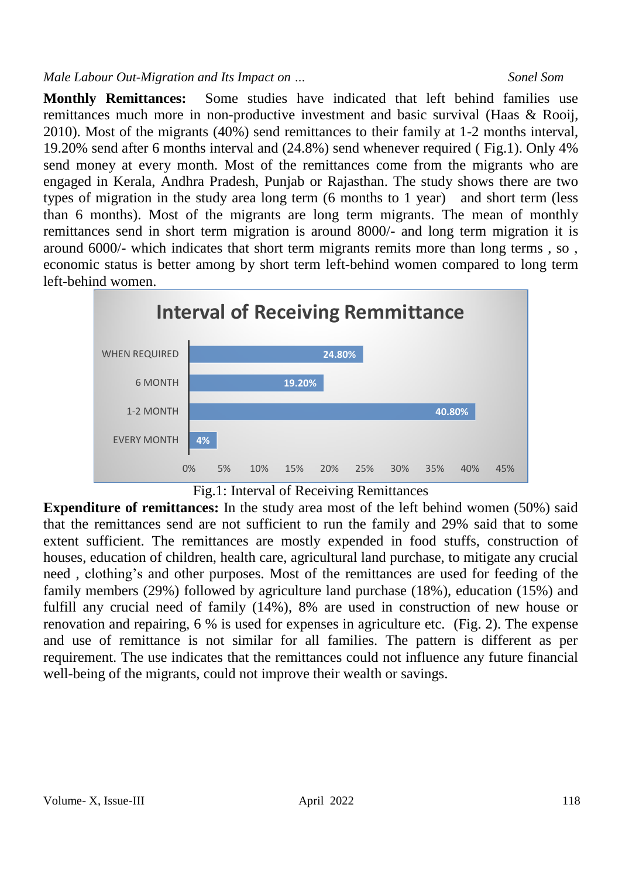**Monthly Remittances:** Some studies have indicated that left behind families use remittances much more in non-productive investment and basic survival (Haas & Rooij, 2010). Most of the migrants (40%) send remittances to their family at 1-2 months interval, 19.20% send after 6 months interval and (24.8%) send whenever required ( Fig.1). Only 4% send money at every month. Most of the remittances come from the migrants who are engaged in Kerala, Andhra Pradesh, Punjab or Rajasthan. The study shows there are two types of migration in the study area long term (6 months to 1 year) and short term (less than 6 months). Most of the migrants are long term migrants. The mean of monthly remittances send in short term migration is around 8000/- and long term migration it is around 6000/- which indicates that short term migrants remits more than long terms , so , economic status is better among by short term left-behind women compared to long term left-behind women.

**Interval of Receiving Remmittance**

| Interval | Percentage |
|---|---|
| WHEN REQUIRED | 24.80% |
| 6 MONTH | 19.20% |
| 1-2 MONTH | 40.80% |
| EVERY MONTH | 4% |

Fig.1: Interval of Receiving Remittances

**Expenditure of remittances:** In the study area most of the left behind women (50%) said that the remittances send are not sufficient to run the family and 29% said that to some extent sufficient. The remittances are mostly expended in food stuffs, construction of houses, education of children, health care, agricultural land purchase, to mitigate any crucial need , clothing's and other purposes. Most of the remittances are used for feeding of the family members (29%) followed by agriculture land purchase (18%), education (15%) and fulfill any crucial need of family (14%), 8% are used in construction of new house or renovation and repairing, 6 % is used for expenses in agriculture etc. (Fig. 2). The expense and use of remittance is not similar for all families. The pattern is different as per requirement. The use indicates that the remittances could not influence any future financial well-being of the migrants, could not improve their wealth or savings.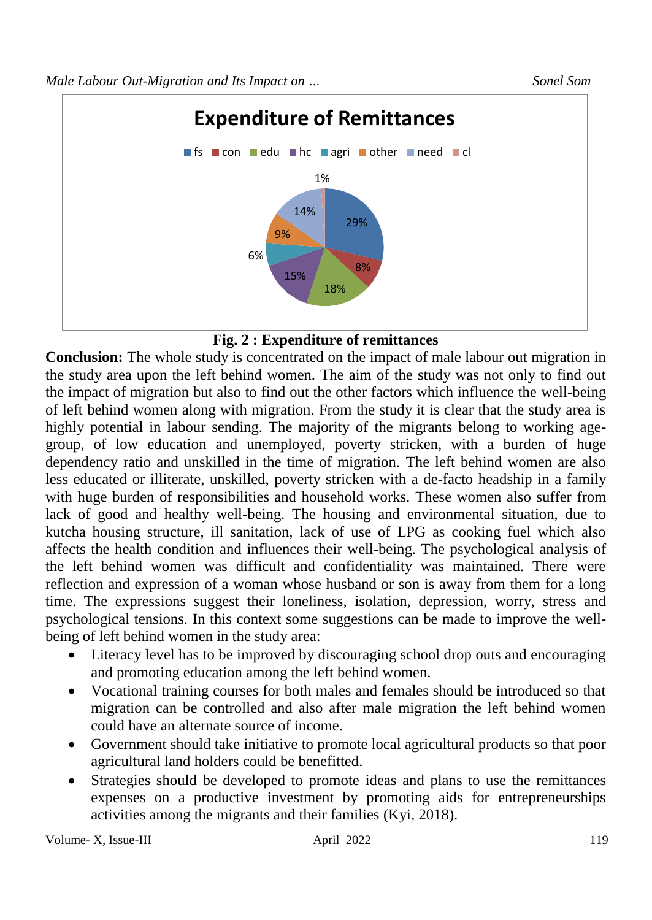**Fig. 2 : Expenditure of remittances**

**Conclusion:** The whole study is concentrated on the impact of male labour out migration in the study area upon the left behind women. The aim of the study was not only to find out the impact of migration but also to find out the other factors which influence the well-being of left behind women along with migration. From the study it is clear that the study area is highly potential in labour sending. The majority of the migrants belong to working age-group, of low education and unemployed, poverty stricken, with a burden of huge dependency ratio and unskilled in the time of migration. The left behind women are also less educated or illiterate, unskilled, poverty stricken with a de-facto headship in a family with huge burden of responsibilities and household works. These women also suffer from lack of good and healthy well-being. The housing and environmental situation, due to kutcha housing structure, ill sanitation, lack of use of LPG as cooking fuel which also affects the health condition and influences their well-being. The psychological analysis of the left behind women was difficult and confidentiality was maintained. There were reflection and expression of a woman whose husband or son is away from them for a long time. The expressions suggest their loneliness, isolation, depression, worry, stress and psychological tensions. In this context some suggestions can be made to improve the well-being of left behind women in the study area:

- Literacy level has to be improved by discouraging school drop outs and encouraging and promoting education among the left behind women.
- Vocational training courses for both males and females should be introduced so that migration can be controlled and also after male migration the left behind women could have an alternate source of income.
- Government should take initiative to promote local agricultural products so that poor agricultural land holders could be benefitted.
- Strategies should be developed to promote ideas and plans to use the remittances expenses on a productive investment by promoting aids for entrepreneurships activities among the migrants and their families (Kyi, 2018).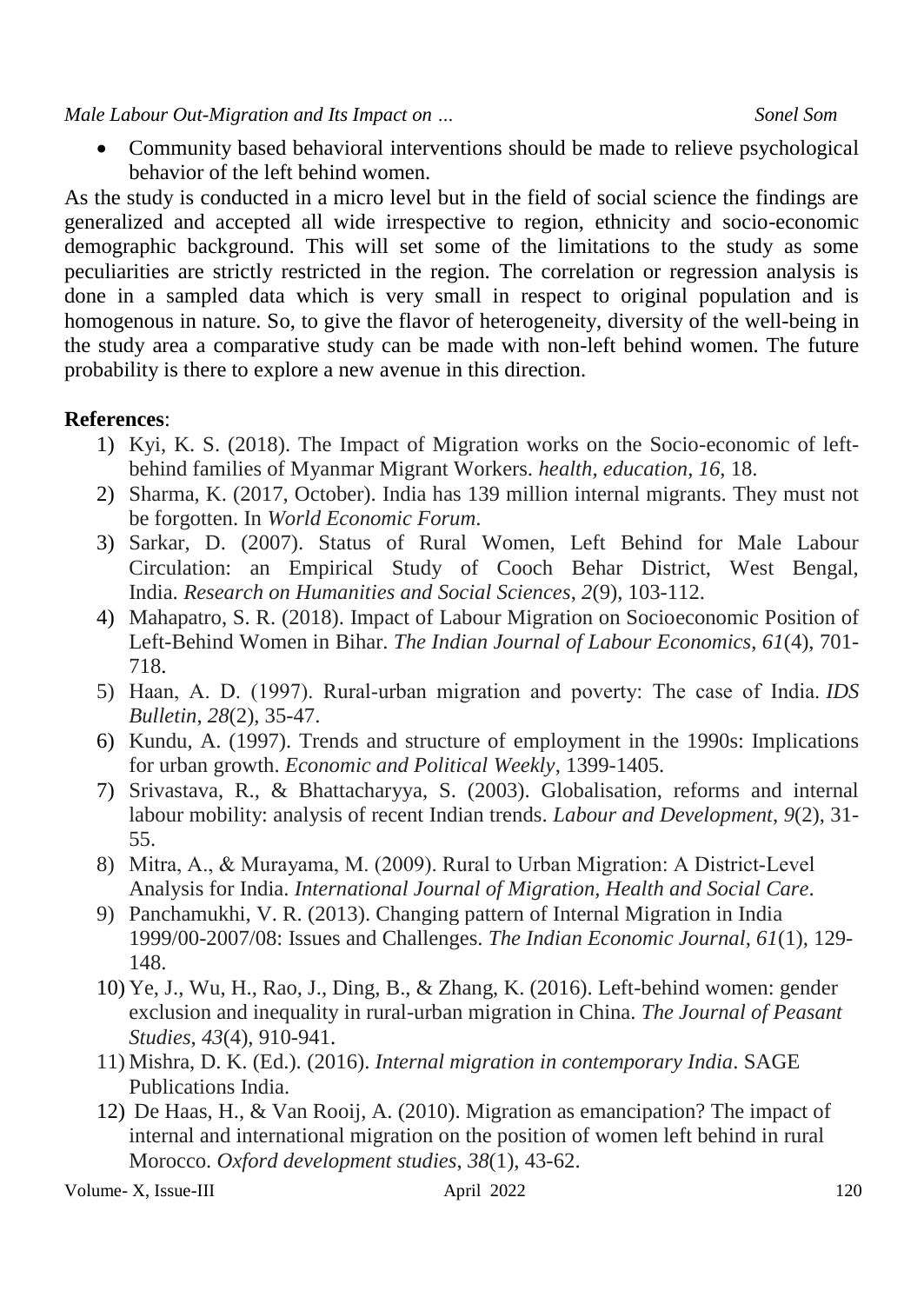- Community based behavioral interventions should be made to relieve psychological behavior of the left behind women.

As the study is conducted in a micro level but in the field of social science the findings are generalized and accepted all wide irrespective to region, ethnicity and socio-economic demographic background. This will set some of the limitations to the study as some peculiarities are strictly restricted in the region. The correlation or regression analysis is done in a sampled data which is very small in respect to original population and is homogenous in nature. So, to give the flavor of heterogeneity, diversity of the well-being in the study area a comparative study can be made with non-left behind women. The future probability is there to explore a new avenue in this direction.

**References**:

1) Kyi, K. S. (2018). The Impact of Migration works on the Socio-economic of left-behind families of Myanmar Migrant Workers. *health*, *education*, *16*, 18.
2) Sharma, K. (2017, October). India has 139 million internal migrants. They must not be forgotten. In *World Economic Forum*.
3) Sarkar, D. (2007). Status of Rural Women, Left Behind for Male Labour Circulation: an Empirical Study of Cooch Behar District, West Bengal, India. *Research on Humanities and Social Sciences*, *2*(9), 103-112.
4) Mahapatro, S. R. (2018). Impact of Labour Migration on Socioeconomic Position of Left-Behind Women in Bihar. *The Indian Journal of Labour Economics*, *61*(4), 701-718.
5) Haan, A. D. (1997). Rural-urban migration and poverty: The case of India. *IDS Bulletin*, *28*(2), 35-47.
6) Kundu, A. (1997). Trends and structure of employment in the 1990s: Implications for urban growth. *Economic and Political Weekly*, 1399-1405.
7) Srivastava, R., & Bhattacharyya, S. (2003). Globalisation, reforms and internal labour mobility: analysis of recent Indian trends. *Labour and Development*, *9*(2), 31-55.
8) Mitra, A., & Murayama, M. (2009). Rural to Urban Migration: A District-Level Analysis for India. *International Journal of Migration, Health and Social Care*.
9) Panchamukhi, V. R. (2013). Changing pattern of Internal Migration in India 1999/00-2007/08: Issues and Challenges. *The Indian Economic Journal*, *61*(1), 129-148.
10) Ye, J., Wu, H., Rao, J., Ding, B., & Zhang, K. (2016). Left-behind women: gender exclusion and inequality in rural-urban migration in China. *The Journal of Peasant Studies*, *43*(4), 910-941.
11) Mishra, D. K. (Ed.). (2016). *Internal migration in contemporary India*. SAGE Publications India.
12) De Haas, H., & Van Rooij, A. (2010). Migration as emancipation? The impact of internal and international migration on the position of women left behind in rural Morocco. *Oxford development studies*, *38*(1), 43-62.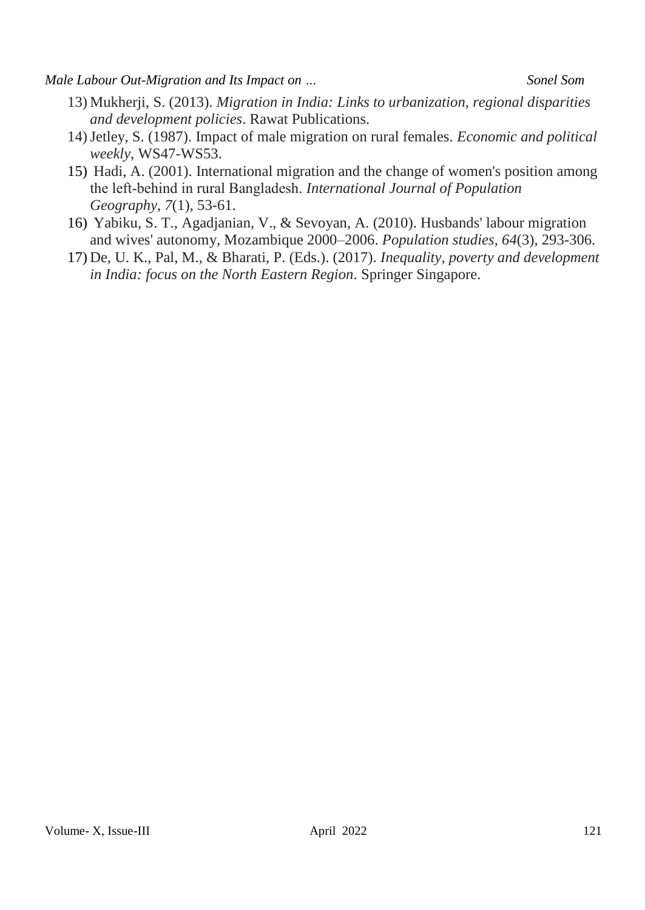13) Mukherji, S. (2013). *Migration in India: Links to urbanization, regional disparities and development policies*. Rawat Publications.
14) Jetley, S. (1987). Impact of male migration on rural females. *Economic and political weekly*, WS47-WS53.
15) Hadi, A. (2001). International migration and the change of women's position among the left-behind in rural Bangladesh. *International Journal of Population Geography*, *7*(1), 53-61.
16) Yabiku, S. T., Agadjanian, V., & Sevoyan, A. (2010). Husbands' labour migration and wives' autonomy, Mozambique 2000–2006. *Population studies*, *64*(3), 293-306.
17) De, U. K., Pal, M., & Bharati, P. (Eds.). (2017). *Inequality, poverty and development in India: focus on the North Eastern Region*. Springer Singapore.